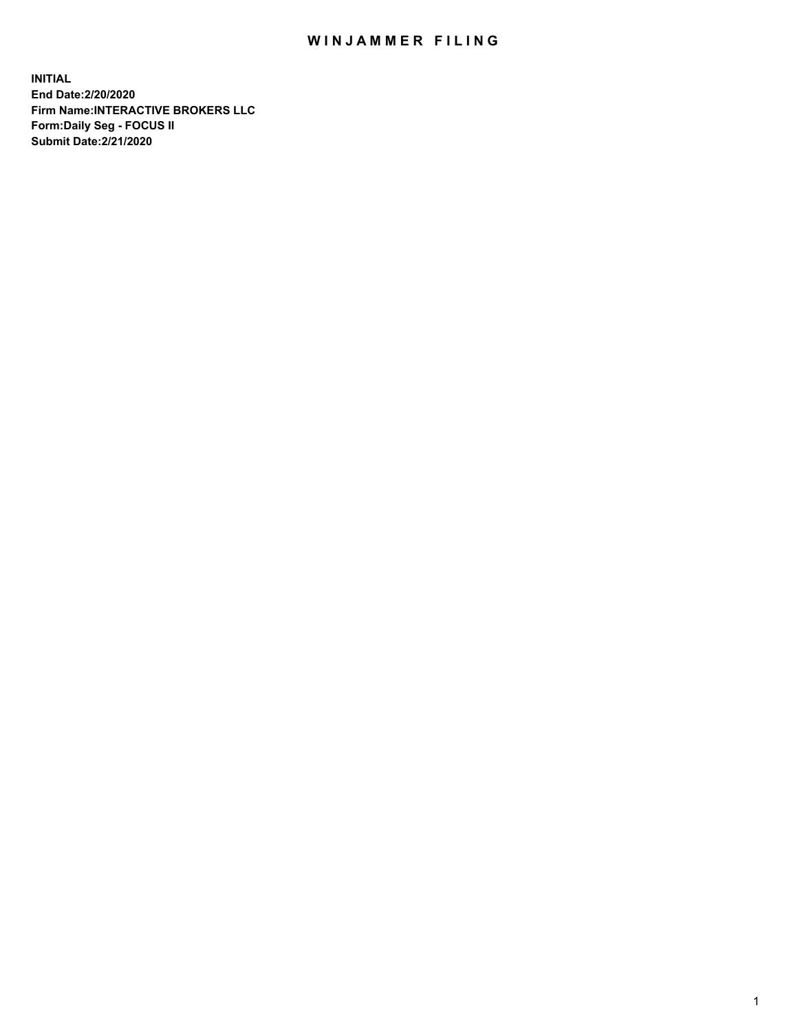# WINJAMMER FILING

**INITIAL**
**End Date:2/20/2020**
**Firm Name:INTERACTIVE BROKERS LLC**
**Form:Daily Seg - FOCUS II**
**Submit Date:2/21/2020**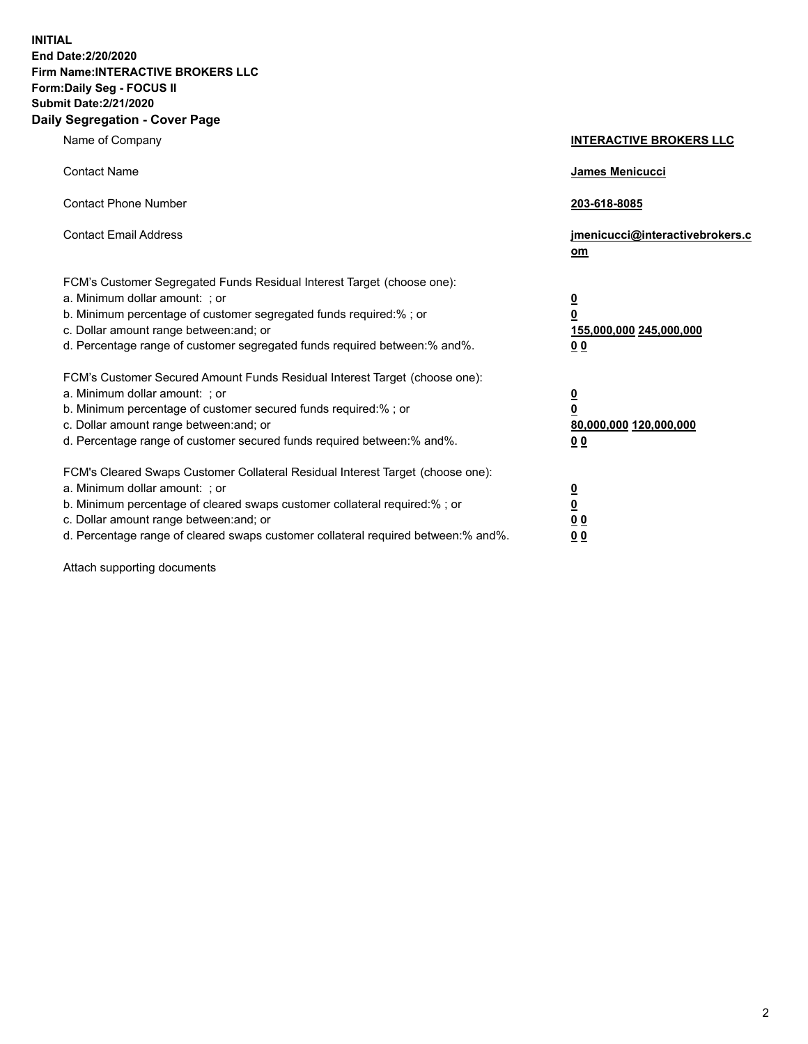**INITIAL**
**End Date:2/20/2020**
**Firm Name:INTERACTIVE BROKERS LLC**
**Form:Daily Seg - FOCUS II**
**Submit Date:2/21/2020**
**Daily Segregation - Cover Page**

| | |
|---|---|
| Name of Company | **INTERACTIVE BROKERS LLC** |
| Contact Name | **James Menicucci** |
| Contact Phone Number | **203-618-8085** |
| Contact Email Address | **jmenicucci@interactivebrokers.com** |
| FCM's Customer Segregated Funds Residual Interest Target (choose one): | |
| a. Minimum dollar amount: ; or | **0** |
| b. Minimum percentage of customer segregated funds required:% ; or | **0** |
| c. Dollar amount range between:and; or | **155,000,000** **245,000,000** |
| d. Percentage range of customer segregated funds required between:% and%. | **0** **0** |
| FCM's Customer Secured Amount Funds Residual Interest Target (choose one): | |
| a. Minimum dollar amount: ; or | **0** |
| b. Minimum percentage of customer secured funds required:% ; or | **0** |
| c. Dollar amount range between:and; or | **80,000,000** **120,000,000** |
| d. Percentage range of customer secured funds required between:% and%. | **0** **0** |
| FCM's Cleared Swaps Customer Collateral Residual Interest Target (choose one): | |
| a. Minimum dollar amount: ; or | **0** |
| b. Minimum percentage of cleared swaps customer collateral required:% ; or | **0** |
| c. Dollar amount range between:and; or | **0** **0** |
| d. Percentage range of cleared swaps customer collateral required between:% and%. | **0** **0** |

Attach supporting documents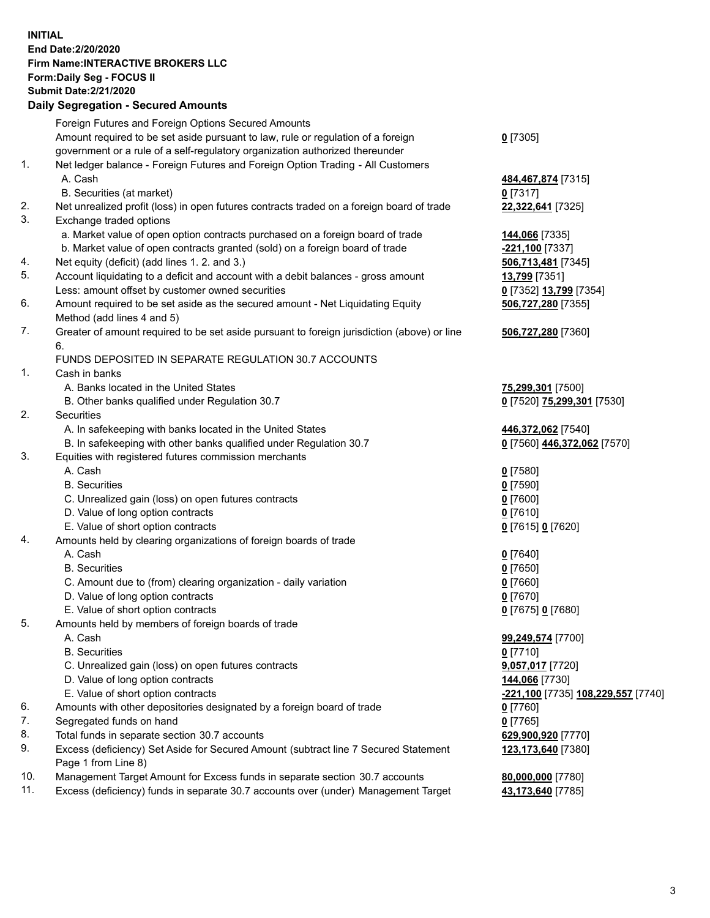**INITIAL**
**End Date:2/20/2020**
**Firm Name:INTERACTIVE BROKERS LLC**
**Form:Daily Seg - FOCUS II**
**Submit Date:2/21/2020**

## Daily Segregation - Secured Amounts

| | | |
|---|---|---|
| | Foreign Futures and Foreign Options Secured Amounts | |
| | Amount required to be set aside pursuant to law, rule or regulation of a foreign government or a rule of a self-regulatory organization authorized thereunder | **0** [7305] |
| 1. | Net ledger balance - Foreign Futures and Foreign Option Trading - All Customers | |
| | A. Cash | **484,467,874** [7315] |
| | B. Securities (at market) | **0** [7317] |
| 2. | Net unrealized profit (loss) in open futures contracts traded on a foreign board of trade | **22,322,641** [7325] |
| 3. | Exchange traded options | |
| | a. Market value of open option contracts purchased on a foreign board of trade | **144,066** [7335] |
| | b. Market value of open contracts granted (sold) on a foreign board of trade | **-221,100** [7337] |
| 4. | Net equity (deficit) (add lines 1. 2. and 3.) | **506,713,481** [7345] |
| 5. | Account liquidating to a deficit and account with a debit balances - gross amount | **13,799** [7351] |
| | Less: amount offset by customer owned securities | **0** [7352] **13,799** [7354] |
| 6. | Amount required to be set aside as the secured amount - Net Liquidating Equity Method (add lines 4 and 5) | **506,727,280** [7355] |
| 7. | Greater of amount required to be set aside pursuant to foreign jurisdiction (above) or line 6. | **506,727,280** [7360] |
| | FUNDS DEPOSITED IN SEPARATE REGULATION 30.7 ACCOUNTS | |
| 1. | Cash in banks | |
| | A. Banks located in the United States | **75,299,301** [7500] |
| | B. Other banks qualified under Regulation 30.7 | **0** [7520] **75,299,301** [7530] |
| 2. | Securities | |
| | A. In safekeeping with banks located in the United States | **446,372,062** [7540] |
| | B. In safekeeping with other banks qualified under Regulation 30.7 | **0** [7560] **446,372,062** [7570] |
| 3. | Equities with registered futures commission merchants | |
| | A. Cash | **0** [7580] |
| | B. Securities | **0** [7590] |
| | C. Unrealized gain (loss) on open futures contracts | **0** [7600] |
| | D. Value of long option contracts | **0** [7610] |
| | E. Value of short option contracts | **0** [7615] **0** [7620] |
| 4. | Amounts held by clearing organizations of foreign boards of trade | |
| | A. Cash | **0** [7640] |
| | B. Securities | **0** [7650] |
| | C. Amount due to (from) clearing organization - daily variation | **0** [7660] |
| | D. Value of long option contracts | **0** [7670] |
| | E. Value of short option contracts | **0** [7675] **0** [7680] |
| 5. | Amounts held by members of foreign boards of trade | |
| | A. Cash | **99,249,574** [7700] |
| | B. Securities | **0** [7710] |
| | C. Unrealized gain (loss) on open futures contracts | **9,057,017** [7720] |
| | D. Value of long option contracts | **144,066** [7730] |
| | E. Value of short option contracts | **-221,100** [7735] **108,229,557** [7740] |
| 6. | Amounts with other depositories designated by a foreign board of trade | **0** [7760] |
| 7. | Segregated funds on hand | **0** [7765] |
| 8. | Total funds in separate section 30.7 accounts | **629,900,920** [7770] |
| 9. | Excess (deficiency) Set Aside for Secured Amount (subtract line 7 Secured Statement Page 1 from Line 8) | **123,173,640** [7380] |
| 10. | Management Target Amount for Excess funds in separate section 30.7 accounts | **80,000,000** [7780] |
| 11. | Excess (deficiency) funds in separate 30.7 accounts over (under) Management Target | **43,173,640** [7785] |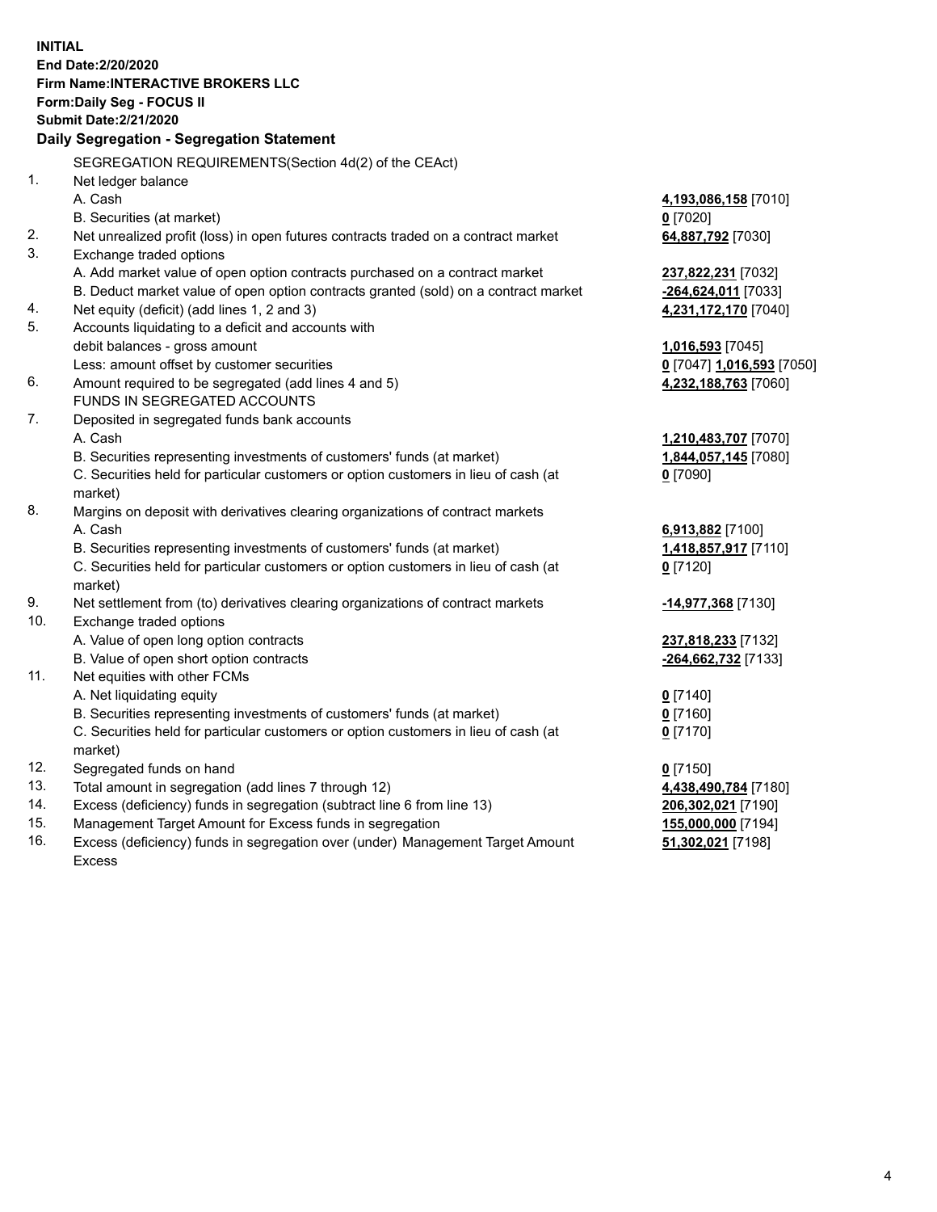**INITIAL**
**End Date:2/20/2020**
**Firm Name:INTERACTIVE BROKERS LLC**
**Form:Daily Seg - FOCUS II**
**Submit Date:2/21/2020**

**Daily Segregation - Segregation Statement**

SEGREGATION REQUIREMENTS(Section 4d(2) of the CEAct)

| | | |
|---|---|---|
| 1. | Net ledger balance | |
| | A. Cash | **4,193,086,158** [7010] |
| | B. Securities (at market) | **0** [7020] |
| 2. | Net unrealized profit (loss) in open futures contracts traded on a contract market | **64,887,792** [7030] |
| 3. | Exchange traded options | |
| | A. Add market value of open option contracts purchased on a contract market | **237,822,231** [7032] |
| | B. Deduct market value of open option contracts granted (sold) on a contract market | **-264,624,011** [7033] |
| 4. | Net equity (deficit) (add lines 1, 2 and 3) | **4,231,172,170** [7040] |
| 5. | Accounts liquidating to a deficit and accounts with | |
| | debit balances - gross amount | **1,016,593** [7045] |
| | Less: amount offset by customer securities | **0** [7047] **1,016,593** [7050] |
| 6. | Amount required to be segregated (add lines 4 and 5) | **4,232,188,763** [7060] |
| | FUNDS IN SEGREGATED ACCOUNTS | |
| 7. | Deposited in segregated funds bank accounts | |
| | A. Cash | **1,210,483,707** [7070] |
| | B. Securities representing investments of customers' funds (at market) | **1,844,057,145** [7080] |
| | C. Securities held for particular customers or option customers in lieu of cash (at market) | **0** [7090] |
| 8. | Margins on deposit with derivatives clearing organizations of contract markets | |
| | A. Cash | **6,913,882** [7100] |
| | B. Securities representing investments of customers' funds (at market) | **1,418,857,917** [7110] |
| | C. Securities held for particular customers or option customers in lieu of cash (at market) | **0** [7120] |
| 9. | Net settlement from (to) derivatives clearing organizations of contract markets | **-14,977,368** [7130] |
| 10. | Exchange traded options | |
| | A. Value of open long option contracts | **237,818,233** [7132] |
| | B. Value of open short option contracts | **-264,662,732** [7133] |
| 11. | Net equities with other FCMs | |
| | A. Net liquidating equity | **0** [7140] |
| | B. Securities representing investments of customers' funds (at market) | **0** [7160] |
| | C. Securities held for particular customers or option customers in lieu of cash (at market) | **0** [7170] |
| 12. | Segregated funds on hand | **0** [7150] |
| 13. | Total amount in segregation (add lines 7 through 12) | **4,438,490,784** [7180] |
| 14. | Excess (deficiency) funds in segregation (subtract line 6 from line 13) | **206,302,021** [7190] |
| 15. | Management Target Amount for Excess funds in segregation | **155,000,000** [7194] |
| 16. | Excess (deficiency) funds in segregation over (under) Management Target Amount Excess | **51,302,021** [7198] |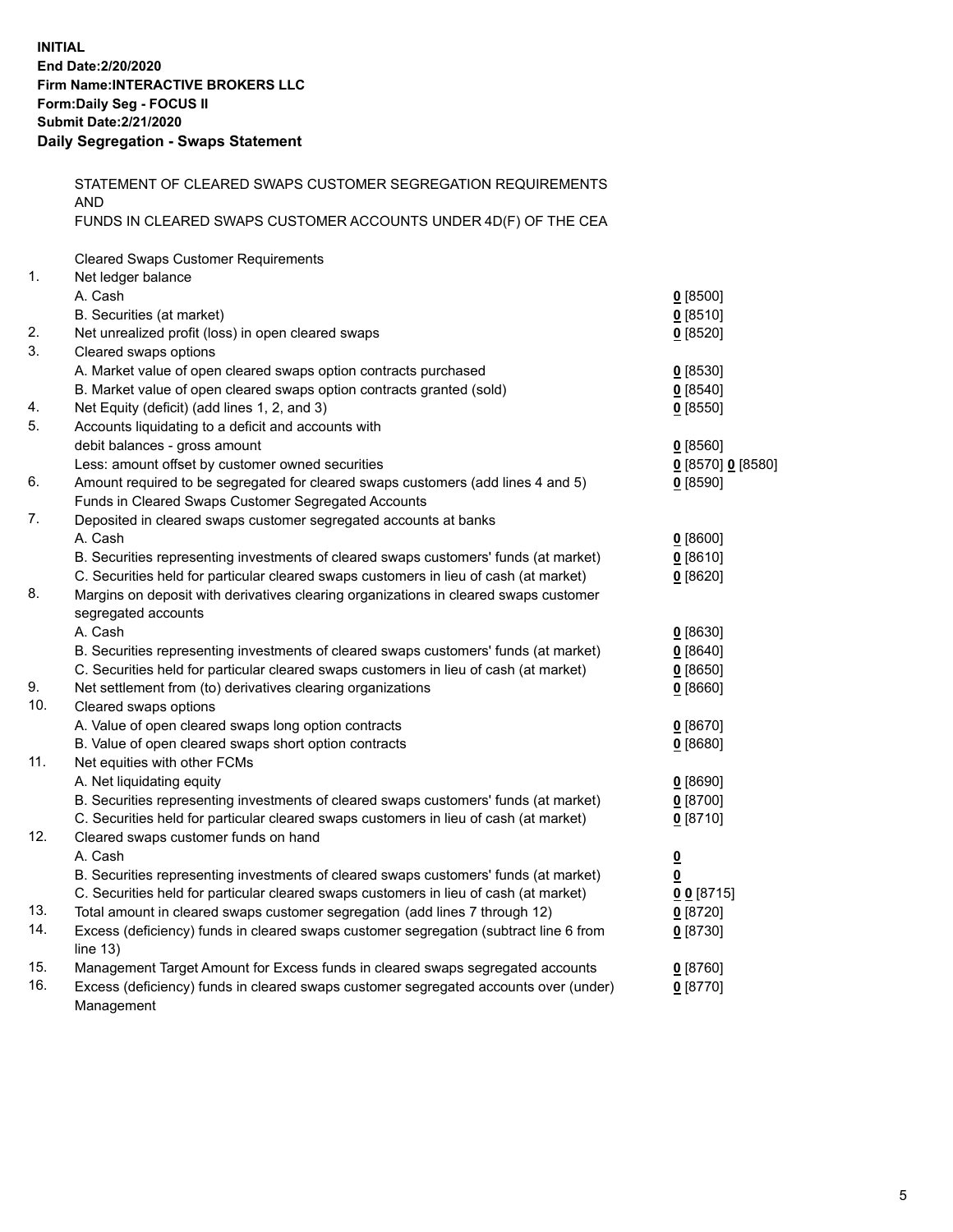**INITIAL**
**End Date:2/20/2020**
**Firm Name:INTERACTIVE BROKERS LLC**
**Form:Daily Seg - FOCUS II**
**Submit Date:2/21/2020**
**Daily Segregation - Swaps Statement**

STATEMENT OF CLEARED SWAPS CUSTOMER SEGREGATION REQUIREMENTS AND FUNDS IN CLEARED SWAPS CUSTOMER ACCOUNTS UNDER 4D(F) OF THE CEA

| | | |
|---|---|---|
| | Cleared Swaps Customer Requirements | |
| 1. | Net ledger balance | |
| | A. Cash | 0 [8500] |
| | B. Securities (at market) | 0 [8510] |
| 2. | Net unrealized profit (loss) in open cleared swaps | 0 [8520] |
| 3. | Cleared swaps options | |
| | A. Market value of open cleared swaps option contracts purchased | 0 [8530] |
| | B. Market value of open cleared swaps option contracts granted (sold) | 0 [8540] |
| 4. | Net Equity (deficit) (add lines 1, 2, and 3) | 0 [8550] |
| 5. | Accounts liquidating to a deficit and accounts with debit balances - gross amount | 0 [8560] |
| | Less: amount offset by customer owned securities | 0 [8570] 0 [8580] |
| 6. | Amount required to be segregated for cleared swaps customers (add lines 4 and 5) | 0 [8590] |
| | Funds in Cleared Swaps Customer Segregated Accounts | |
| 7. | Deposited in cleared swaps customer segregated accounts at banks | |
| | A. Cash | 0 [8600] |
| | B. Securities representing investments of cleared swaps customers' funds (at market) | 0 [8610] |
| | C. Securities held for particular cleared swaps customers in lieu of cash (at market) | 0 [8620] |
| 8. | Margins on deposit with derivatives clearing organizations in cleared swaps customer segregated accounts | |
| | A. Cash | 0 [8630] |
| | B. Securities representing investments of cleared swaps customers' funds (at market) | 0 [8640] |
| | C. Securities held for particular cleared swaps customers in lieu of cash (at market) | 0 [8650] |
| 9. | Net settlement from (to) derivatives clearing organizations | 0 [8660] |
| 10. | Cleared swaps options | |
| | A. Value of open cleared swaps long option contracts | 0 [8670] |
| | B. Value of open cleared swaps short option contracts | 0 [8680] |
| 11. | Net equities with other FCMs | |
| | A. Net liquidating equity | 0 [8690] |
| | B. Securities representing investments of cleared swaps customers' funds (at market) | 0 [8700] |
| | C. Securities held for particular cleared swaps customers in lieu of cash (at market) | 0 [8710] |
| 12. | Cleared swaps customer funds on hand | |
| | A. Cash | 0 |
| | B. Securities representing investments of cleared swaps customers' funds (at market) | 0 |
| | C. Securities held for particular cleared swaps customers in lieu of cash (at market) | 0 0 [8715] |
| 13. | Total amount in cleared swaps customer segregation (add lines 7 through 12) | 0 [8720] |
| 14. | Excess (deficiency) funds in cleared swaps customer segregation (subtract line 6 from line 13) | 0 [8730] |
| 15. | Management Target Amount for Excess funds in cleared swaps segregated accounts | 0 [8760] |
| 16. | Excess (deficiency) funds in cleared swaps customer segregated accounts over (under) Management | 0 [8770] |